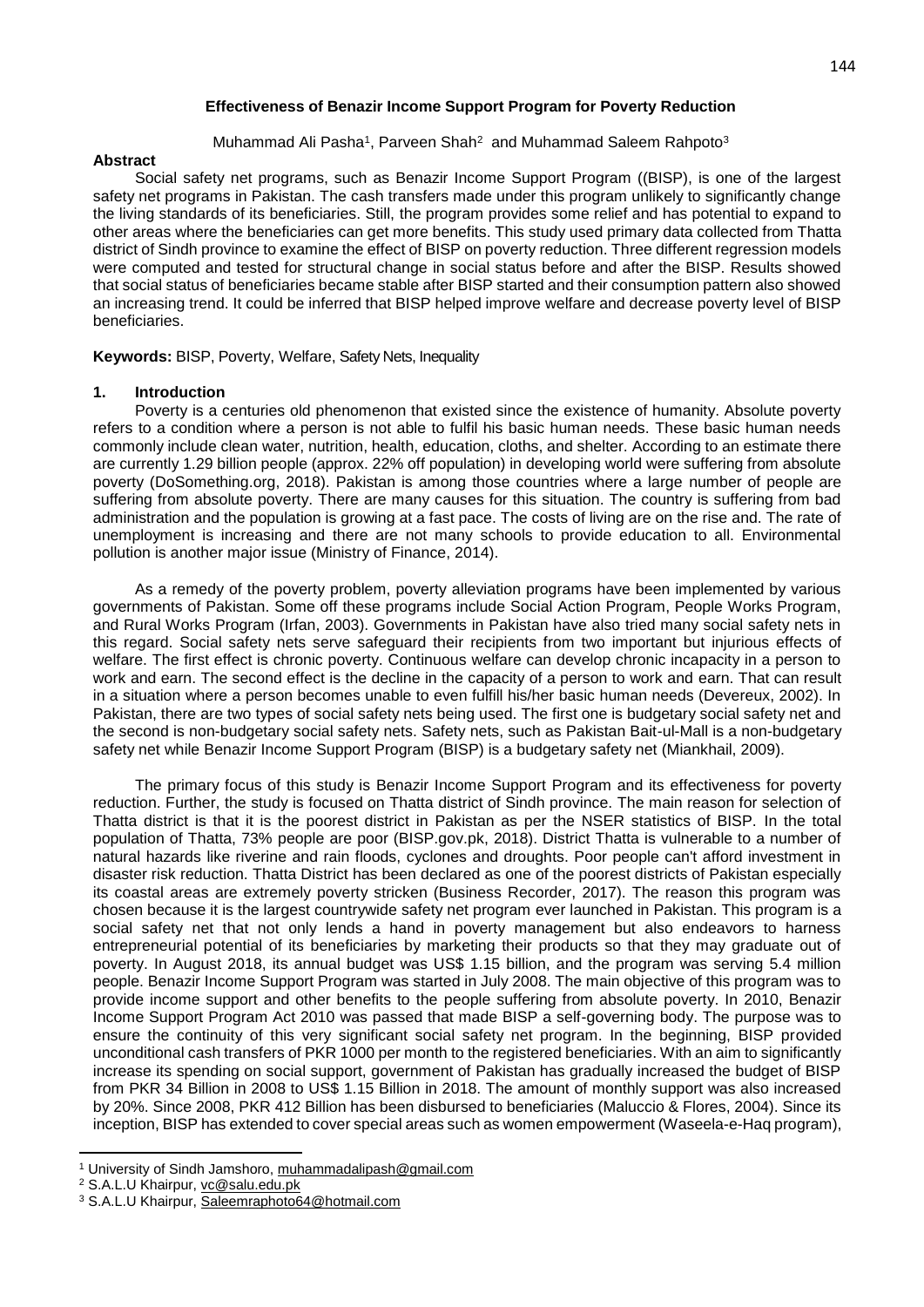# Effectiveness of Benazir Income Support Program for Poverty Reduction

Muhammad Ali Pasha[1], Parveen Shah[2] and Muhammad Saleem Rahpoto[3]

## Abstract

Social safety net programs, such as Benazir Income Support Program ((BISP), is one of the largest safety net programs in Pakistan. The cash transfers made under this program unlikely to significantly change the living standards of its beneficiaries. Still, the program provides some relief and has potential to expand to other areas where the beneficiaries can get more benefits. This study used primary data collected from Thatta district of Sindh province to examine the effect of BISP on poverty reduction. Three different regression models were computed and tested for structural change in social status before and after the BISP. Results showed that social status of beneficiaries became stable after BISP started and their consumption pattern also showed an increasing trend. It could be inferred that BISP helped improve welfare and decrease poverty level of BISP beneficiaries.

**Keywords:** BISP, Poverty, Welfare, Safety Nets, Inequality

## 1. Introduction

Poverty is a centuries old phenomenon that existed since the existence of humanity. Absolute poverty refers to a condition where a person is not able to fulfil his basic human needs. These basic human needs commonly include clean water, nutrition, health, education, cloths, and shelter. According to an estimate there are currently 1.29 billion people (approx. 22% off population) in developing world were suffering from absolute poverty (DoSomething.org, 2018). Pakistan is among those countries where a large number of people are suffering from absolute poverty. There are many causes for this situation. The country is suffering from bad administration and the population is growing at a fast pace. The costs of living are on the rise and. The rate of unemployment is increasing and there are not many schools to provide education to all. Environmental pollution is another major issue (Ministry of Finance, 2014).

As a remedy of the poverty problem, poverty alleviation programs have been implemented by various governments of Pakistan. Some off these programs include Social Action Program, People Works Program, and Rural Works Program (Irfan, 2003). Governments in Pakistan have also tried many social safety nets in this regard. Social safety nets serve safeguard their recipients from two important but injurious effects of welfare. The first effect is chronic poverty. Continuous welfare can develop chronic incapacity in a person to work and earn. The second effect is the decline in the capacity of a person to work and earn. That can result in a situation where a person becomes unable to even fulfill his/her basic human needs (Devereux, 2002). In Pakistan, there are two types of social safety nets being used. The first one is budgetary social safety net and the second is non-budgetary social safety nets. Safety nets, such as Pakistan Bait-ul-Mall is a non-budgetary safety net while Benazir Income Support Program (BISP) is a budgetary safety net (Miankhail, 2009).

The primary focus of this study is Benazir Income Support Program and its effectiveness for poverty reduction. Further, the study is focused on Thatta district of Sindh province. The main reason for selection of Thatta district is that it is the poorest district in Pakistan as per the NSER statistics of BISP. In the total population of Thatta, 73% people are poor (BISP.gov.pk, 2018). District Thatta is vulnerable to a number of natural hazards like riverine and rain floods, cyclones and droughts. Poor people can't afford investment in disaster risk reduction. Thatta District has been declared as one of the poorest districts of Pakistan especially its coastal areas are extremely poverty stricken (Business Recorder, 2017). The reason this program was chosen because it is the largest countrywide safety net program ever launched in Pakistan. This program is a social safety net that not only lends a hand in poverty management but also endeavors to harness entrepreneurial potential of its beneficiaries by marketing their products so that they may graduate out of poverty. In August 2018, its annual budget was US$ 1.15 billion, and the program was serving 5.4 million people. Benazir Income Support Program was started in July 2008. The main objective of this program was to provide income support and other benefits to the people suffering from absolute poverty. In 2010, Benazir Income Support Program Act 2010 was passed that made BISP a self-governing body. The purpose was to ensure the continuity of this very significant social safety net program. In the beginning, BISP provided unconditional cash transfers of PKR 1000 per month to the registered beneficiaries. With an aim to significantly increase its spending on social support, government of Pakistan has gradually increased the budget of BISP from PKR 34 Billion in 2008 to US$ 1.15 Billion in 2018. The amount of monthly support was also increased by 20%. Since 2008, PKR 412 Billion has been disbursed to beneficiaries (Maluccio & Flores, 2004). Since its inception, BISP has extended to cover special areas such as women empowerment (Waseela-e-Haq program),

---

[1] University of Sindh Jamshoro, muhammadalipash@gmail.com

[2] S.A.L.U Khairpur, vc@salu.edu.pk

[3] S.A.L.U Khairpur, Saleemraphoto64@hotmail.com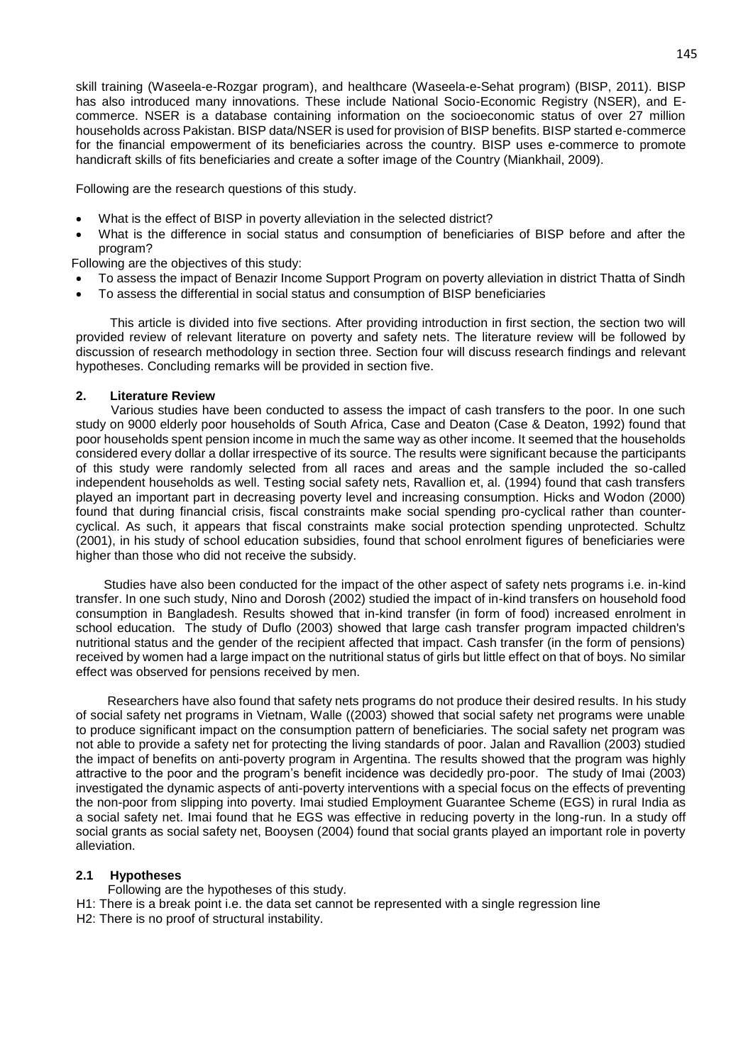skill training (Waseela-e-Rozgar program), and healthcare (Waseela-e-Sehat program) (BISP, 2011). BISP has also introduced many innovations. These include National Socio-Economic Registry (NSER), and E-commerce. NSER is a database containing information on the socioeconomic status of over 27 million households across Pakistan. BISP data/NSER is used for provision of BISP benefits. BISP started e-commerce for the financial empowerment of its beneficiaries across the country. BISP uses e-commerce to promote handicraft skills of fits beneficiaries and create a softer image of the Country (Miankhail, 2009).

Following are the research questions of this study.

- What is the effect of BISP in poverty alleviation in the selected district?
- What is the difference in social status and consumption of beneficiaries of BISP before and after the program?

Following are the objectives of this study:

- To assess the impact of Benazir Income Support Program on poverty alleviation in district Thatta of Sindh
- To assess the differential in social status and consumption of BISP beneficiaries

This article is divided into five sections. After providing introduction in first section, the section two will provided review of relevant literature on poverty and safety nets. The literature review will be followed by discussion of research methodology in section three. Section four will discuss research findings and relevant hypotheses. Concluding remarks will be provided in section five.

## 2. Literature Review

Various studies have been conducted to assess the impact of cash transfers to the poor. In one such study on 9000 elderly poor households of South Africa, Case and Deaton (Case & Deaton, 1992) found that poor households spent pension income in much the same way as other income. It seemed that the households considered every dollar a dollar irrespective of its source. The results were significant because the participants of this study were randomly selected from all races and areas and the sample included the so-called independent households as well. Testing social safety nets, Ravallion et, al. (1994) found that cash transfers played an important part in decreasing poverty level and increasing consumption. Hicks and Wodon (2000) found that during financial crisis, fiscal constraints make social spending pro-cyclical rather than counter-cyclical. As such, it appears that fiscal constraints make social protection spending unprotected. Schultz (2001), in his study of school education subsidies, found that school enrolment figures of beneficiaries were higher than those who did not receive the subsidy.

Studies have also been conducted for the impact of the other aspect of safety nets programs i.e. in-kind transfer. In one such study, Nino and Dorosh (2002) studied the impact of in-kind transfers on household food consumption in Bangladesh. Results showed that in-kind transfer (in form of food) increased enrolment in school education. The study of Duflo (2003) showed that large cash transfer program impacted children's nutritional status and the gender of the recipient affected that impact. Cash transfer (in the form of pensions) received by women had a large impact on the nutritional status of girls but little effect on that of boys. No similar effect was observed for pensions received by men.

Researchers have also found that safety nets programs do not produce their desired results. In his study of social safety net programs in Vietnam, Walle ((2003) showed that social safety net programs were unable to produce significant impact on the consumption pattern of beneficiaries. The social safety net program was not able to provide a safety net for protecting the living standards of poor. Jalan and Ravallion (2003) studied the impact of benefits on anti-poverty program in Argentina. The results showed that the program was highly attractive to the poor and the program's benefit incidence was decidedly pro-poor. The study of Imai (2003) investigated the dynamic aspects of anti-poverty interventions with a special focus on the effects of preventing the non-poor from slipping into poverty. Imai studied Employment Guarantee Scheme (EGS) in rural India as a social safety net. Imai found that he EGS was effective in reducing poverty in the long-run. In a study off social grants as social safety net, Booysen (2004) found that social grants played an important role in poverty alleviation.

### 2.1 Hypotheses

Following are the hypotheses of this study.

H1: There is a break point i.e. the data set cannot be represented with a single regression line

H2: There is no proof of structural instability.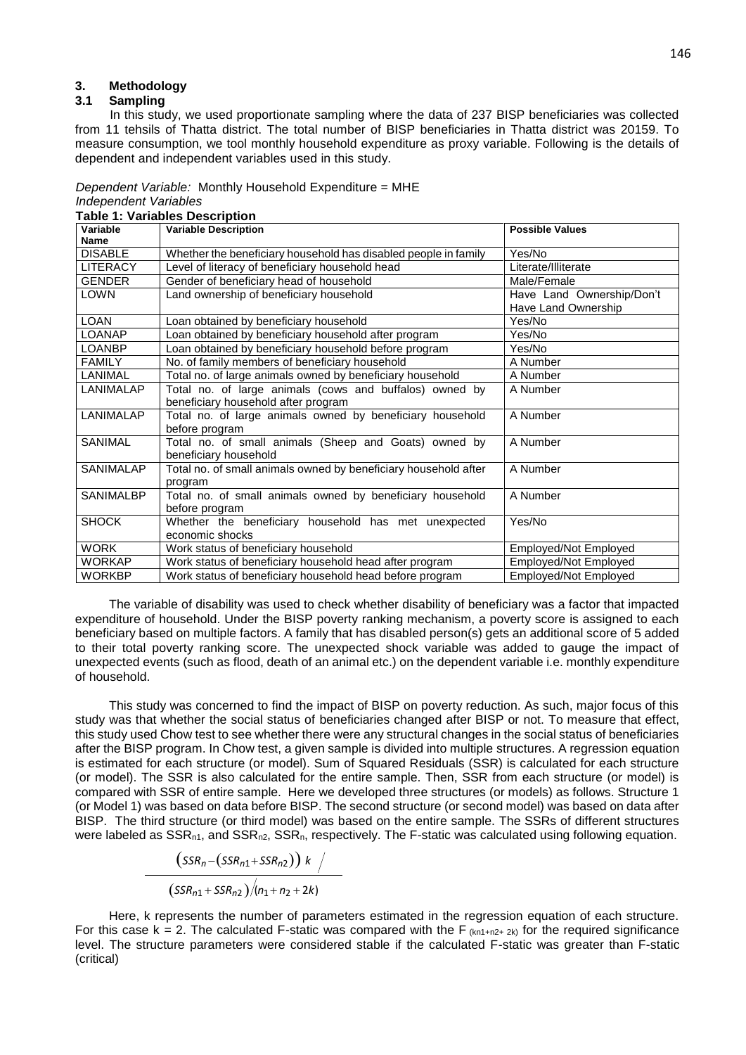## 3. Methodology

### 3.1 Sampling

In this study, we used proportionate sampling where the data of 237 BISP beneficiaries was collected from 11 tehsils of Thatta district. The total number of BISP beneficiaries in Thatta district was 20159. To measure consumption, we tool monthly household expenditure as proxy variable. Following is the details of dependent and independent variables used in this study.

*Dependent Variable:* Monthly Household Expenditure = MHE
*Independent Variables*

**Table 1: Variables Description**

| Variable Name | Variable Description | Possible Values |
|---|---|---|
| DISABLE | Whether the beneficiary household has disabled people in family | Yes/No |
| LITERACY | Level of literacy of beneficiary household head | Literate/Illiterate |
| GENDER | Gender of beneficiary head of household | Male/Female |
| LOWN | Land ownership of beneficiary household | Have Land Ownership/Don't Have Land Ownership |
| LOAN | Loan obtained by beneficiary household | Yes/No |
| LOANAP | Loan obtained by beneficiary household after program | Yes/No |
| LOANBP | Loan obtained by beneficiary household before program | Yes/No |
| FAMILY | No. of family members of beneficiary household | A Number |
| LANIMAL | Total no. of large animals owned by beneficiary household | A Number |
| LANIMALAP | Total no. of large animals (cows and buffalos) owned by beneficiary household after program | A Number |
| LANIMALAP | Total no. of large animals owned by beneficiary household before program | A Number |
| SANIMAL | Total no. of small animals (Sheep and Goats) owned by beneficiary household | A Number |
| SANIMALAP | Total no. of small animals owned by beneficiary household after program | A Number |
| SANIMALBP | Total no. of small animals owned by beneficiary household before program | A Number |
| SHOCK | Whether the beneficiary household has met unexpected economic shocks | Yes/No |
| WORK | Work status of beneficiary household | Employed/Not Employed |
| WORKAP | Work status of beneficiary household head after program | Employed/Not Employed |
| WORKBP | Work status of beneficiary household head before program | Employed/Not Employed |

The variable of disability was used to check whether disability of beneficiary was a factor that impacted expenditure of household. Under the BISP poverty ranking mechanism, a poverty score is assigned to each beneficiary based on multiple factors. A family that has disabled person(s) gets an additional score of 5 added to their total poverty ranking score. The unexpected shock variable was added to gauge the impact of unexpected events (such as flood, death of an animal etc.) on the dependent variable i.e. monthly expenditure of household.

This study was concerned to find the impact of BISP on poverty reduction. As such, major focus of this study was that whether the social status of beneficiaries changed after BISP or not. To measure that effect, this study used Chow test to see whether there were any structural changes in the social status of beneficiaries after the BISP program. In Chow test, a given sample is divided into multiple structures. A regression equation is estimated for each structure (or model). Sum of Squared Residuals (SSR) is calculated for each structure (or model). The SSR is also calculated for the entire sample. Then, SSR from each structure (or model) is compared with SSR of entire sample. Here we developed three structures (or models) as follows. Structure 1 (or Model 1) was based on data before BISP. The second structure (or second model) was based on data after BISP. The third structure (or third model) was based on the entire sample. The SSRs of different structures were labeled as $SSR_{n1}$, and $SSR_{n2}$, $SSR_n$, respectively. The F-static was calculated using following equation.

$$\frac{\left(SSR_n - \left(SSR_{n1} + SSR_{n2}\right)\right) k \;/}{\left(SSR_{n1} + SSR_{n2}\right) / \left(n_1 + n_2 + 2k\right)}$$

Here, k represents the number of parameters estimated in the regression equation of each structure. For this case k = 2. The calculated F-static was compared with the $F_{(kn1+n2+2k)}$ for the required significance level. The structure parameters were considered stable if the calculated F-static was greater than F-static (critical)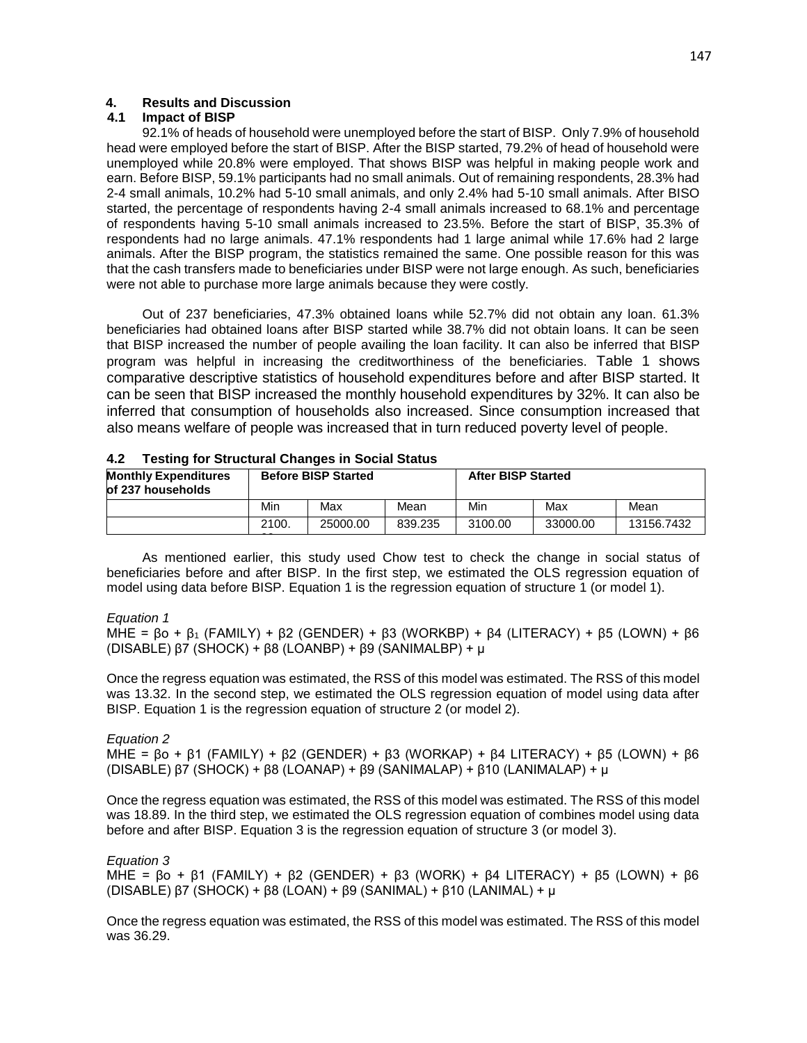## 4. Results and Discussion

### 4.1 Impact of BISP

92.1% of heads of household were unemployed before the start of BISP. Only 7.9% of household head were employed before the start of BISP. After the BISP started, 79.2% of head of household were unemployed while 20.8% were employed. That shows BISP was helpful in making people work and earn. Before BISP, 59.1% participants had no small animals. Out of remaining respondents, 28.3% had 2-4 small animals, 10.2% had 5-10 small animals, and only 2.4% had 5-10 small animals. After BISO started, the percentage of respondents having 2-4 small animals increased to 68.1% and percentage of respondents having 5-10 small animals increased to 23.5%. Before the start of BISP, 35.3% of respondents had no large animals. 47.1% respondents had 1 large animal while 17.6% had 2 large animals. After the BISP program, the statistics remained the same. One possible reason for this was that the cash transfers made to beneficiaries under BISP were not large enough. As such, beneficiaries were not able to purchase more large animals because they were costly.

Out of 237 beneficiaries, 47.3% obtained loans while 52.7% did not obtain any loan. 61.3% beneficiaries had obtained loans after BISP started while 38.7% did not obtain loans. It can be seen that BISP increased the number of people availing the loan facility. It can also be inferred that BISP program was helpful in increasing the creditworthiness of the beneficiaries. Table 1 shows comparative descriptive statistics of household expenditures before and after BISP started. It can be seen that BISP increased the monthly household expenditures by 32%. It can also be inferred that consumption of households also increased. Since consumption increased that also means welfare of people was increased that in turn reduced poverty level of people.

### 4.2 Testing for Structural Changes in Social Status

| Monthly Expenditures of 237 households | Before BISP Started | | | After BISP Started | | |
|---|---|---|---|---|---|---|
| | Min | Max | Mean | Min | Max | Mean |
| | 2100.00 | 25000.00 | 839.235 | 3100.00 | 33000.00 | 13156.7432 |

As mentioned earlier, this study used Chow test to check the change in social status of beneficiaries before and after BISP. In the first step, we estimated the OLS regression equation of model using data before BISP. Equation 1 is the regression equation of structure 1 (or model 1).

*Equation 1*

$$MHE = \beta_o + \beta_1 (FAMILY) + \beta_2 (GENDER) + \beta_3 (WORKBP) + \beta_4 (LITERACY) + \beta_5 (LOWN) + \beta_6 (DISABLE) \beta_7 (SHOCK) + \beta_8 (LOANBP) + \beta_9 (SANIMALBP) + \mu$$

Once the regress equation was estimated, the RSS of this model was estimated. The RSS of this model was 13.32. In the second step, we estimated the OLS regression equation of model using data after BISP. Equation 1 is the regression equation of structure 2 (or model 2).

*Equation 2*

$$MHE = \beta_o + \beta_1 (FAMILY) + \beta_2 (GENDER) + \beta_3 (WORKAP) + \beta_4 LITERACY) + \beta_5 (LOWN) + \beta_6 (DISABLE) \beta_7 (SHOCK) + \beta_8 (LOANAP) + \beta_9 (SANIMALAP) + \beta_{10} (LANIMALAP) + \mu$$

Once the regress equation was estimated, the RSS of this model was estimated. The RSS of this model was 18.89. In the third step, we estimated the OLS regression equation of combines model using data before and after BISP. Equation 3 is the regression equation of structure 3 (or model 3).

*Equation 3*

$$MHE = \beta_o + \beta_1 (FAMILY) + \beta_2 (GENDER) + \beta_3 (WORK) + \beta_4 LITERACY) + \beta_5 (LOWN) + \beta_6 (DISABLE) \beta_7 (SHOCK) + \beta_8 (LOAN) + \beta_9 (SANIMAL) + \beta_{10} (LANIMAL) + \mu$$

Once the regress equation was estimated, the RSS of this model was estimated. The RSS of this model was 36.29.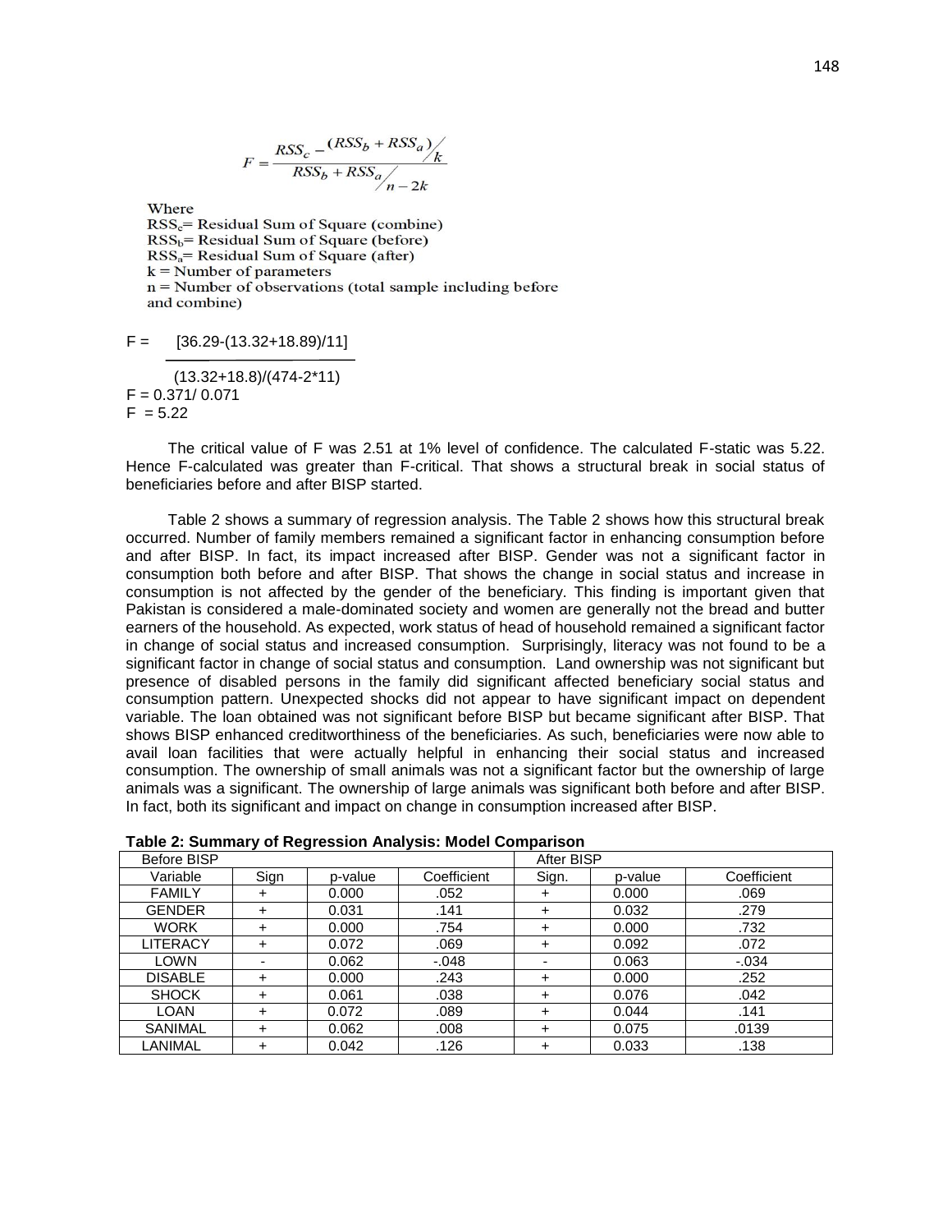$$F = \frac{RSS_c - (RSS_b + RSS_a)/k}{RSS_b + RSS_a / n - 2k}$$

Where
$RSS_c$= Residual Sum of Square (combine)
$RSS_b$= Residual Sum of Square (before)
$RSS_a$= Residual Sum of Square (after)
k = Number of parameters
n = Number of observations (total sample including before and combine)

$$F = \frac{[36.29-(13.32+18.89)/11]}{(13.32+18.8)/(474-2*11)}$$

F = 0.371/ 0.071
F = 5.22

The critical value of F was 2.51 at 1% level of confidence. The calculated F-static was 5.22. Hence F-calculated was greater than F-critical. That shows a structural break in social status of beneficiaries before and after BISP started.

Table 2 shows a summary of regression analysis. The Table 2 shows how this structural break occurred. Number of family members remained a significant factor in enhancing consumption before and after BISP. In fact, its impact increased after BISP. Gender was not a significant factor in consumption both before and after BISP. That shows the change in social status and increase in consumption is not affected by the gender of the beneficiary. This finding is important given that Pakistan is considered a male-dominated society and women are generally not the bread and butter earners of the household. As expected, work status of head of household remained a significant factor in change of social status and increased consumption. Surprisingly, literacy was not found to be a significant factor in change of social status and consumption. Land ownership was not significant but presence of disabled persons in the family did significant affected beneficiary social status and consumption pattern. Unexpected shocks did not appear to have significant impact on dependent variable. The loan obtained was not significant before BISP but became significant after BISP. That shows BISP enhanced creditworthiness of the beneficiaries. As such, beneficiaries were now able to avail loan facilities that were actually helpful in enhancing their social status and increased consumption. The ownership of small animals was not a significant factor but the ownership of large animals was a significant. The ownership of large animals was significant both before and after BISP. In fact, both its significant and impact on change in consumption increased after BISP.

**Table 2: Summary of Regression Analysis: Model Comparison**

| Before BISP | | | | After BISP | | |
|---|---|---|---|---|---|---|
| Variable | Sign | p-value | Coefficient | Sign. | p-value | Coefficient |
| FAMILY | + | 0.000 | .052 | + | 0.000 | .069 |
| GENDER | + | 0.031 | .141 | + | 0.032 | .279 |
| WORK | + | 0.000 | .754 | + | 0.000 | .732 |
| LITERACY | + | 0.072 | .069 | + | 0.092 | .072 |
| LOWN | - | 0.062 | -.048 | - | 0.063 | -.034 |
| DISABLE | + | 0.000 | .243 | + | 0.000 | .252 |
| SHOCK | + | 0.061 | .038 | + | 0.076 | .042 |
| LOAN | + | 0.072 | .089 | + | 0.044 | .141 |
| SANIMAL | + | 0.062 | .008 | + | 0.075 | .0139 |
| LANIMAL | + | 0.042 | .126 | + | 0.033 | .138 |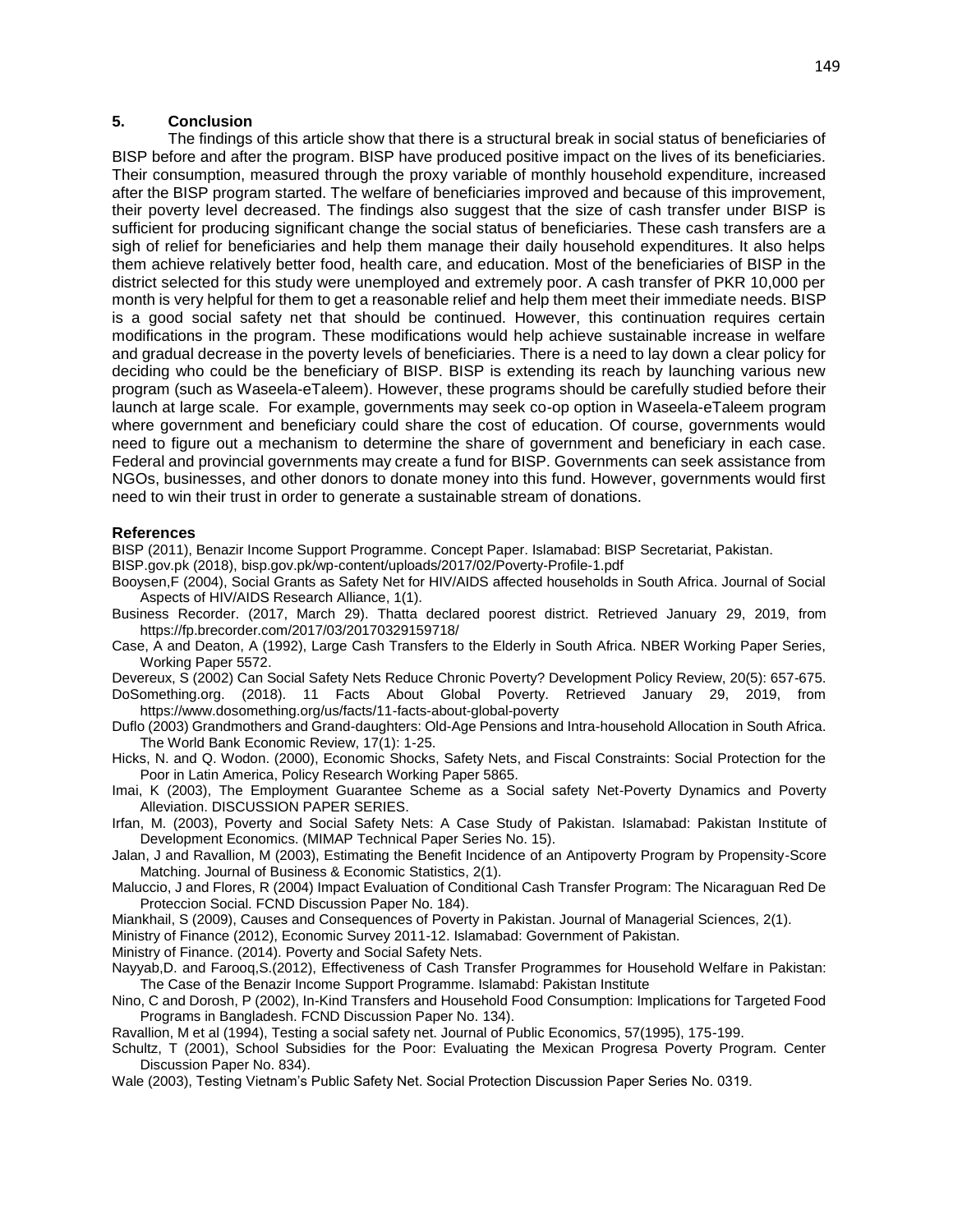## 5. Conclusion

The findings of this article show that there is a structural break in social status of beneficiaries of BISP before and after the program. BISP have produced positive impact on the lives of its beneficiaries. Their consumption, measured through the proxy variable of monthly household expenditure, increased after the BISP program started. The welfare of beneficiaries improved and because of this improvement, their poverty level decreased. The findings also suggest that the size of cash transfer under BISP is sufficient for producing significant change the social status of beneficiaries. These cash transfers are a sigh of relief for beneficiaries and help them manage their daily household expenditures. It also helps them achieve relatively better food, health care, and education. Most of the beneficiaries of BISP in the district selected for this study were unemployed and extremely poor. A cash transfer of PKR 10,000 per month is very helpful for them to get a reasonable relief and help them meet their immediate needs. BISP is a good social safety net that should be continued. However, this continuation requires certain modifications in the program. These modifications would help achieve sustainable increase in welfare and gradual decrease in the poverty levels of beneficiaries. There is a need to lay down a clear policy for deciding who could be the beneficiary of BISP. BISP is extending its reach by launching various new program (such as Waseela-eTaleem). However, these programs should be carefully studied before their launch at large scale. For example, governments may seek co-op option in Waseela-eTaleem program where government and beneficiary could share the cost of education. Of course, governments would need to figure out a mechanism to determine the share of government and beneficiary in each case. Federal and provincial governments may create a fund for BISP. Governments can seek assistance from NGOs, businesses, and other donors to donate money into this fund. However, governments would first need to win their trust in order to generate a sustainable stream of donations.

## References

BISP (2011), Benazir Income Support Programme. Concept Paper. Islamabad: BISP Secretariat, Pakistan.

BISP.gov.pk (2018), bisp.gov.pk/wp-content/uploads/2017/02/Poverty-Profile-1.pdf

Booysen,F (2004), Social Grants as Safety Net for HIV/AIDS affected households in South Africa. Journal of Social Aspects of HIV/AIDS Research Alliance, 1(1).

Business Recorder. (2017, March 29). Thatta declared poorest district. Retrieved January 29, 2019, from https://fp.brecorder.com/2017/03/20170329159718/

Case, A and Deaton, A (1992), Large Cash Transfers to the Elderly in South Africa. NBER Working Paper Series, Working Paper 5572.

Devereux, S (2002) Can Social Safety Nets Reduce Chronic Poverty? Development Policy Review, 20(5): 657-675.

DoSomething.org. (2018). 11 Facts About Global Poverty. Retrieved January 29, 2019, from https://www.dosomething.org/us/facts/11-facts-about-global-poverty

Duflo (2003) Grandmothers and Grand-daughters: Old-Age Pensions and Intra-household Allocation in South Africa. The World Bank Economic Review, 17(1): 1-25.

Hicks, N. and Q. Wodon. (2000), Economic Shocks, Safety Nets, and Fiscal Constraints: Social Protection for the Poor in Latin America, Policy Research Working Paper 5865.

Imai, K (2003), The Employment Guarantee Scheme as a Social safety Net-Poverty Dynamics and Poverty Alleviation. DISCUSSION PAPER SERIES.

Irfan, M. (2003), Poverty and Social Safety Nets: A Case Study of Pakistan. Islamabad: Pakistan Institute of Development Economics. (MIMAP Technical Paper Series No. 15).

Jalan, J and Ravallion, M (2003), Estimating the Benefit Incidence of an Antipoverty Program by Propensity-Score Matching. Journal of Business & Economic Statistics, 2(1).

Maluccio, J and Flores, R (2004) Impact Evaluation of Conditional Cash Transfer Program: The Nicaraguan Red De Proteccion Social. FCND Discussion Paper No. 184).

Miankhail, S (2009), Causes and Consequences of Poverty in Pakistan. Journal of Managerial Sciences, 2(1).

Ministry of Finance (2012), Economic Survey 2011-12. Islamabad: Government of Pakistan.

Ministry of Finance. (2014). Poverty and Social Safety Nets.

Nayyab,D. and Farooq,S.(2012), Effectiveness of Cash Transfer Programmes for Household Welfare in Pakistan: The Case of the Benazir Income Support Programme. Islamabd: Pakistan Institute

Nino, C and Dorosh, P (2002), In-Kind Transfers and Household Food Consumption: Implications for Targeted Food Programs in Bangladesh. FCND Discussion Paper No. 134).

Ravallion, M et al (1994), Testing a social safety net. Journal of Public Economics, 57(1995), 175-199.

Schultz, T (2001), School Subsidies for the Poor: Evaluating the Mexican Progresa Poverty Program. Center Discussion Paper No. 834).

Wale (2003), Testing Vietnam's Public Safety Net. Social Protection Discussion Paper Series No. 0319.